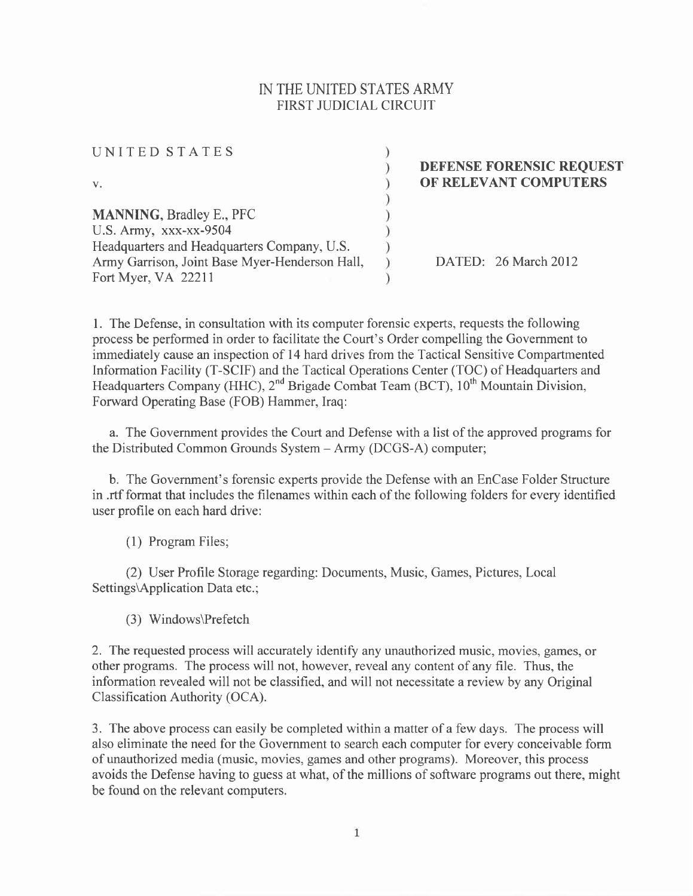IN THE UNITED STATES ARMY
FIRST JUDICIAL CIRCUIT

| | | |
|---|---|---|
| UNITED STATES | ) | |
| | ) | **DEFENSE FORENSIC REQUEST** |
| v. | ) | **OF RELEVANT COMPUTERS** |
| | ) | |
| **MANNING**, Bradley E., PFC | ) | |
| U.S. Army, xxx-xx-9504 | ) | |
| Headquarters and Headquarters Company, U.S. | ) | |
| Army Garrison, Joint Base Myer-Henderson Hall, | ) | DATED: 26 March 2012 |
| Fort Myer, VA 22211 | ) | |

1. The Defense, in consultation with its computer forensic experts, requests the following process be performed in order to facilitate the Court's Order compelling the Government to immediately cause an inspection of 14 hard drives from the Tactical Sensitive Compartmented Information Facility (T-SCIF) and the Tactical Operations Center (TOC) of Headquarters and Headquarters Company (HHC), 2nd Brigade Combat Team (BCT), 10th Mountain Division, Forward Operating Base (FOB) Hammer, Iraq:

   a. The Government provides the Court and Defense with a list of the approved programs for the Distributed Common Grounds System – Army (DCGS-A) computer;

   b. The Government's forensic experts provide the Defense with an EnCase Folder Structure in .rtf format that includes the filenames within each of the following folders for every identified user profile on each hard drive:

      (1) Program Files;

      (2) User Profile Storage regarding: Documents, Music, Games, Pictures, Local Settings\Application Data etc.;

      (3) Windows\Prefetch

2. The requested process will accurately identify any unauthorized music, movies, games, or other programs. The process will not, however, reveal any content of any file. Thus, the information revealed will not be classified, and will not necessitate a review by any Original Classification Authority (OCA).

3. The above process can easily be completed within a matter of a few days. The process will also eliminate the need for the Government to search each computer for every conceivable form of unauthorized media (music, movies, games and other programs). Moreover, this process avoids the Defense having to guess at what, of the millions of software programs out there, might be found on the relevant computers.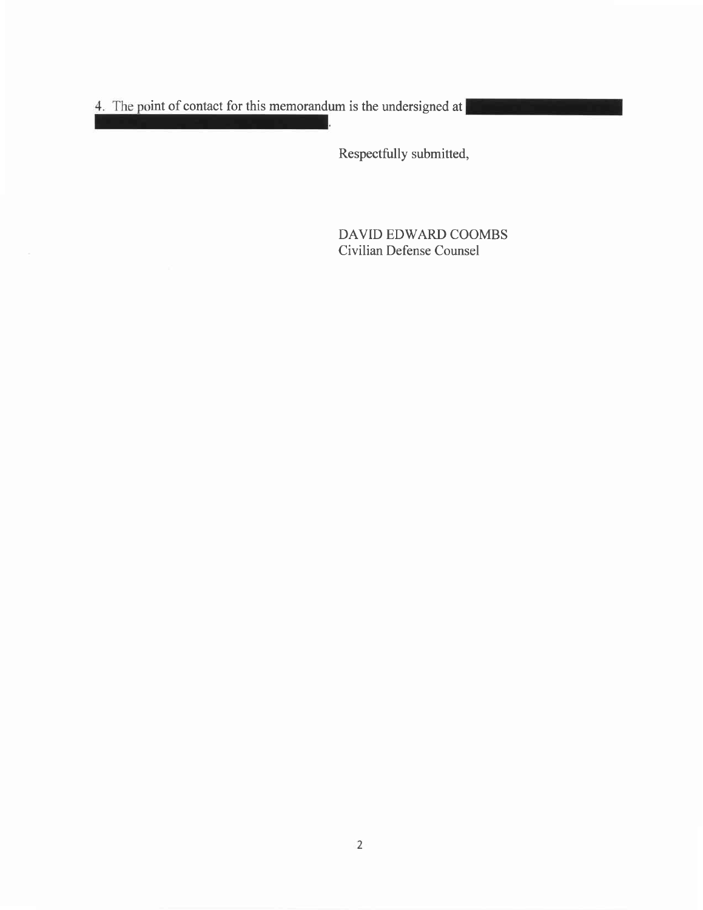4. The point of contact for this memorandum is the undersigned at [REDACTED] [REDACTED].

Respectfully submitted,

DAVID EDWARD COOMBS
Civilian Defense Counsel